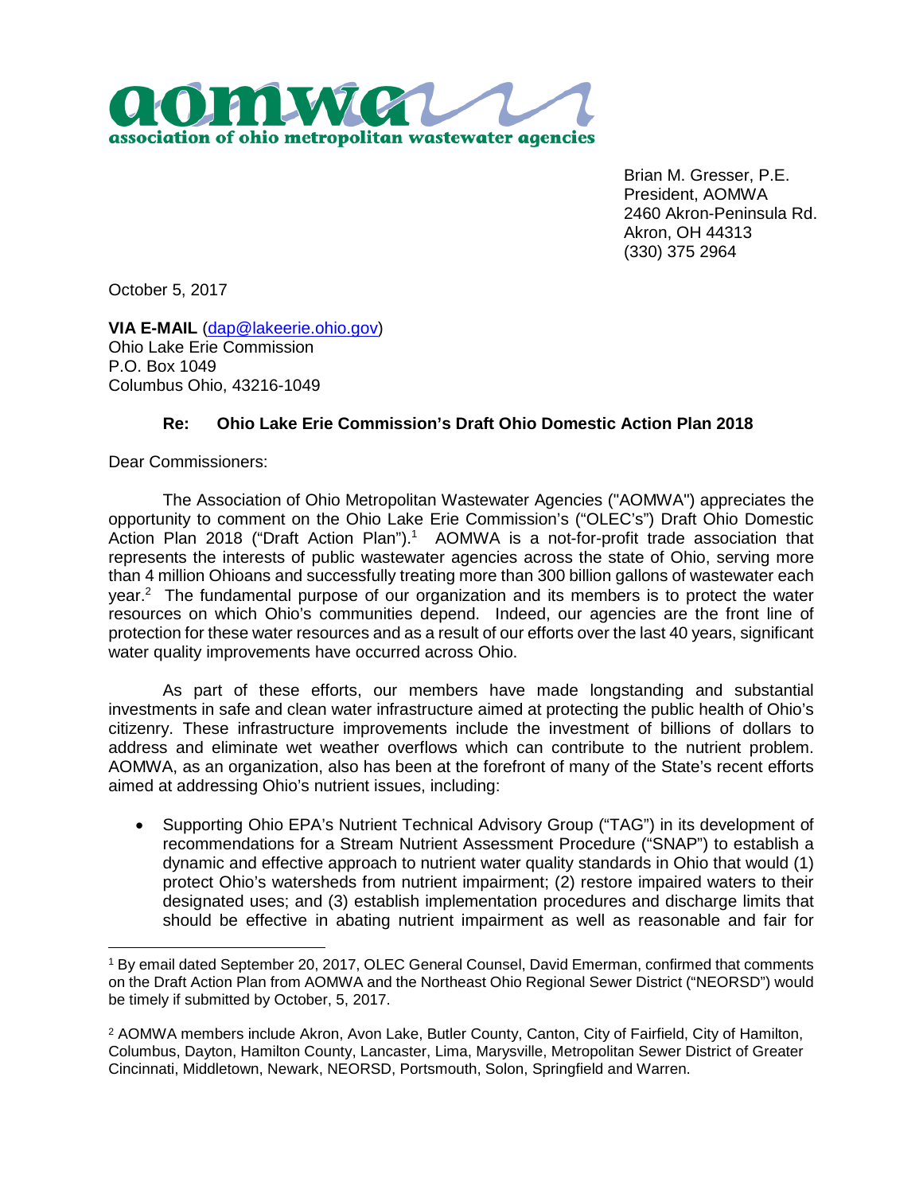**aomwa**

**association of ohio metropolitan wastewater agencies**

Brian M. Gresser, P.E.
President, AOMWA
2460 Akron-Peninsula Rd.
Akron, OH 44313
(330) 375 2964

October 5, 2017

**VIA E-MAIL** (dap@lakeerie.ohio.gov)
Ohio Lake Erie Commission
P.O. Box 1049
Columbus Ohio, 43216-1049

**Re: Ohio Lake Erie Commission's Draft Ohio Domestic Action Plan 2018**

Dear Commissioners:

The Association of Ohio Metropolitan Wastewater Agencies ("AOMWA") appreciates the opportunity to comment on the Ohio Lake Erie Commission's ("OLEC's") Draft Ohio Domestic Action Plan 2018 ("Draft Action Plan").[1] AOMWA is a not-for-profit trade association that represents the interests of public wastewater agencies across the state of Ohio, serving more than 4 million Ohioans and successfully treating more than 300 billion gallons of wastewater each year.[2] The fundamental purpose of our organization and its members is to protect the water resources on which Ohio's communities depend. Indeed, our agencies are the front line of protection for these water resources and as a result of our efforts over the last 40 years, significant water quality improvements have occurred across Ohio.

As part of these efforts, our members have made longstanding and substantial investments in safe and clean water infrastructure aimed at protecting the public health of Ohio's citizenry. These infrastructure improvements include the investment of billions of dollars to address and eliminate wet weather overflows which can contribute to the nutrient problem. AOMWA, as an organization, also has been at the forefront of many of the State's recent efforts aimed at addressing Ohio's nutrient issues, including:

- Supporting Ohio EPA's Nutrient Technical Advisory Group ("TAG") in its development of recommendations for a Stream Nutrient Assessment Procedure ("SNAP") to establish a dynamic and effective approach to nutrient water quality standards in Ohio that would (1) protect Ohio's watersheds from nutrient impairment; (2) restore impaired waters to their designated uses; and (3) establish implementation procedures and discharge limits that should be effective in abating nutrient impairment as well as reasonable and fair for

---

[1] By email dated September 20, 2017, OLEC General Counsel, David Emerman, confirmed that comments on the Draft Action Plan from AOMWA and the Northeast Ohio Regional Sewer District ("NEORSD") would be timely if submitted by October, 5, 2017.

[2] AOMWA members include Akron, Avon Lake, Butler County, Canton, City of Fairfield, City of Hamilton, Columbus, Dayton, Hamilton County, Lancaster, Lima, Marysville, Metropolitan Sewer District of Greater Cincinnati, Middletown, Newark, NEORSD, Portsmouth, Solon, Springfield and Warren.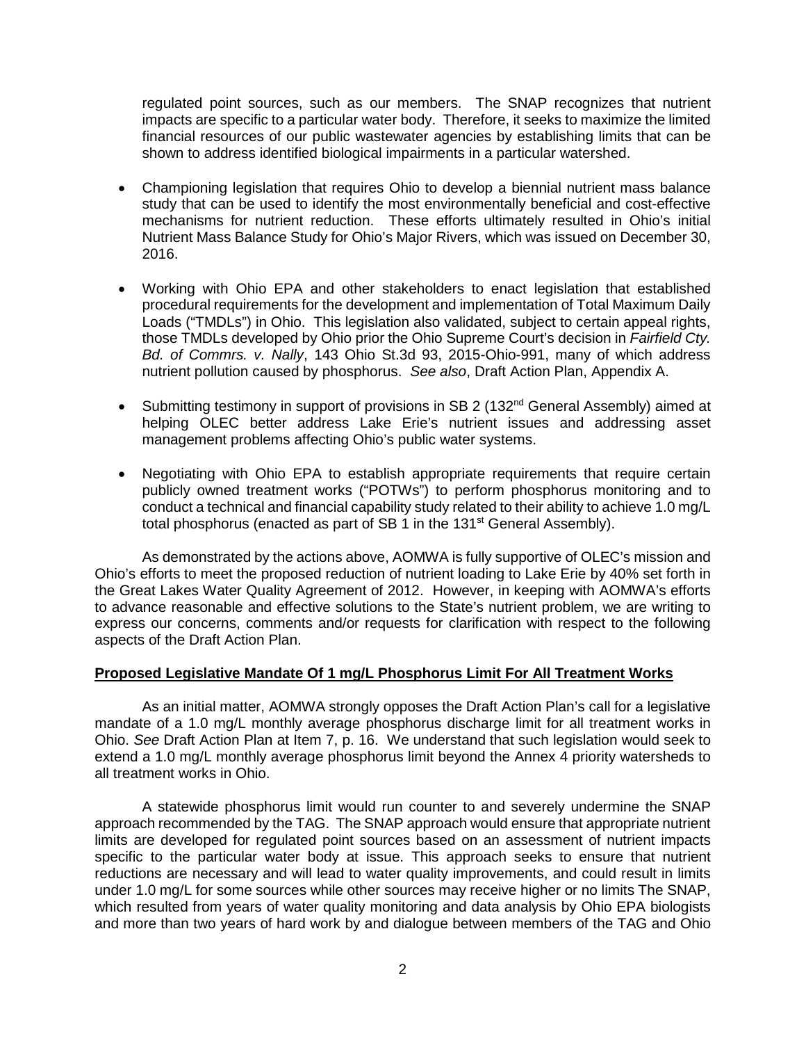regulated point sources, such as our members. The SNAP recognizes that nutrient impacts are specific to a particular water body. Therefore, it seeks to maximize the limited financial resources of our public wastewater agencies by establishing limits that can be shown to address identified biological impairments in a particular watershed.

- Championing legislation that requires Ohio to develop a biennial nutrient mass balance study that can be used to identify the most environmentally beneficial and cost-effective mechanisms for nutrient reduction. These efforts ultimately resulted in Ohio's initial Nutrient Mass Balance Study for Ohio's Major Rivers, which was issued on December 30, 2016.

- Working with Ohio EPA and other stakeholders to enact legislation that established procedural requirements for the development and implementation of Total Maximum Daily Loads ("TMDLs") in Ohio. This legislation also validated, subject to certain appeal rights, those TMDLs developed by Ohio prior the Ohio Supreme Court's decision in *Fairfield Cty. Bd. of Commrs. v. Nally*, 143 Ohio St.3d 93, 2015-Ohio-991, many of which address nutrient pollution caused by phosphorus. *See also*, Draft Action Plan, Appendix A.

- Submitting testimony in support of provisions in SB 2 (132nd General Assembly) aimed at helping OLEC better address Lake Erie's nutrient issues and addressing asset management problems affecting Ohio's public water systems.

- Negotiating with Ohio EPA to establish appropriate requirements that require certain publicly owned treatment works ("POTWs") to perform phosphorus monitoring and to conduct a technical and financial capability study related to their ability to achieve 1.0 mg/L total phosphorus (enacted as part of SB 1 in the 131st General Assembly).

As demonstrated by the actions above, AOMWA is fully supportive of OLEC's mission and Ohio's efforts to meet the proposed reduction of nutrient loading to Lake Erie by 40% set forth in the Great Lakes Water Quality Agreement of 2012. However, in keeping with AOMWA's efforts to advance reasonable and effective solutions to the State's nutrient problem, we are writing to express our concerns, comments and/or requests for clarification with respect to the following aspects of the Draft Action Plan.

**Proposed Legislative Mandate Of 1 mg/L Phosphorus Limit For All Treatment Works**

As an initial matter, AOMWA strongly opposes the Draft Action Plan's call for a legislative mandate of a 1.0 mg/L monthly average phosphorus discharge limit for all treatment works in Ohio. *See* Draft Action Plan at Item 7, p. 16. We understand that such legislation would seek to extend a 1.0 mg/L monthly average phosphorus limit beyond the Annex 4 priority watersheds to all treatment works in Ohio.

A statewide phosphorus limit would run counter to and severely undermine the SNAP approach recommended by the TAG. The SNAP approach would ensure that appropriate nutrient limits are developed for regulated point sources based on an assessment of nutrient impacts specific to the particular water body at issue. This approach seeks to ensure that nutrient reductions are necessary and will lead to water quality improvements, and could result in limits under 1.0 mg/L for some sources while other sources may receive higher or no limits The SNAP, which resulted from years of water quality monitoring and data analysis by Ohio EPA biologists and more than two years of hard work by and dialogue between members of the TAG and Ohio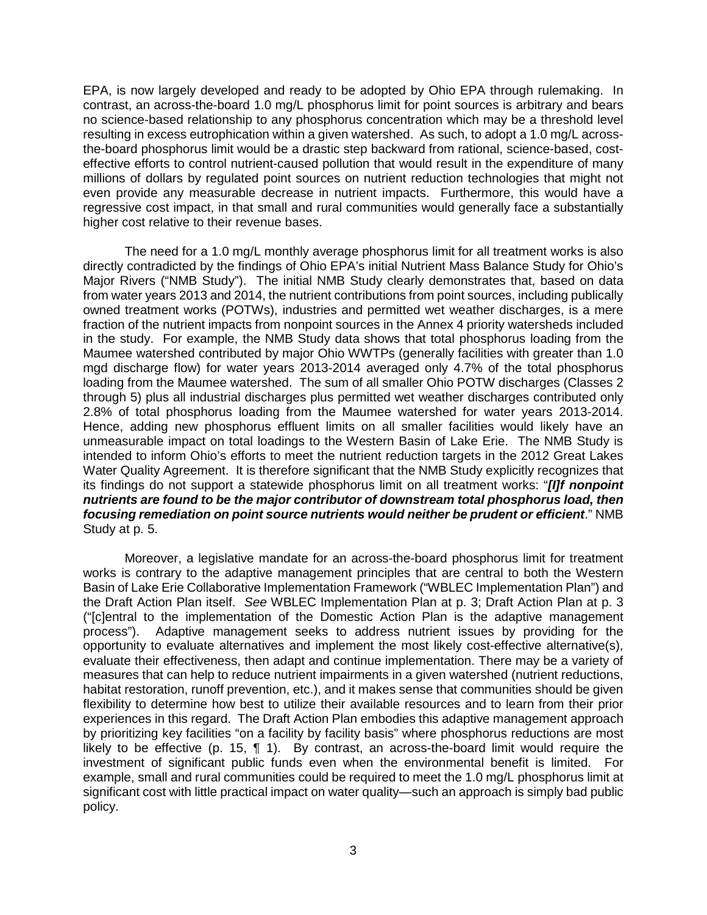EPA, is now largely developed and ready to be adopted by Ohio EPA through rulemaking. In contrast, an across-the-board 1.0 mg/L phosphorus limit for point sources is arbitrary and bears no science-based relationship to any phosphorus concentration which may be a threshold level resulting in excess eutrophication within a given watershed. As such, to adopt a 1.0 mg/L across-the-board phosphorus limit would be a drastic step backward from rational, science-based, cost-effective efforts to control nutrient-caused pollution that would result in the expenditure of many millions of dollars by regulated point sources on nutrient reduction technologies that might not even provide any measurable decrease in nutrient impacts. Furthermore, this would have a regressive cost impact, in that small and rural communities would generally face a substantially higher cost relative to their revenue bases.

The need for a 1.0 mg/L monthly average phosphorus limit for all treatment works is also directly contradicted by the findings of Ohio EPA's initial Nutrient Mass Balance Study for Ohio's Major Rivers ("NMB Study"). The initial NMB Study clearly demonstrates that, based on data from water years 2013 and 2014, the nutrient contributions from point sources, including publically owned treatment works (POTWs), industries and permitted wet weather discharges, is a mere fraction of the nutrient impacts from nonpoint sources in the Annex 4 priority watersheds included in the study. For example, the NMB Study data shows that total phosphorus loading from the Maumee watershed contributed by major Ohio WWTPs (generally facilities with greater than 1.0 mgd discharge flow) for water years 2013-2014 averaged only 4.7% of the total phosphorus loading from the Maumee watershed. The sum of all smaller Ohio POTW discharges (Classes 2 through 5) plus all industrial discharges plus permitted wet weather discharges contributed only 2.8% of total phosphorus loading from the Maumee watershed for water years 2013-2014. Hence, adding new phosphorus effluent limits on all smaller facilities would likely have an unmeasurable impact on total loadings to the Western Basin of Lake Erie. The NMB Study is intended to inform Ohio's efforts to meet the nutrient reduction targets in the 2012 Great Lakes Water Quality Agreement. It is therefore significant that the NMB Study explicitly recognizes that its findings do not support a statewide phosphorus limit on all treatment works: "***[I]f nonpoint nutrients are found to be the major contributor of downstream total phosphorus load, then focusing remediation on point source nutrients would neither be prudent or efficient***." NMB Study at p. 5.

Moreover, a legislative mandate for an across-the-board phosphorus limit for treatment works is contrary to the adaptive management principles that are central to both the Western Basin of Lake Erie Collaborative Implementation Framework ("WBLEC Implementation Plan") and the Draft Action Plan itself. *See* WBLEC Implementation Plan at p. 3; Draft Action Plan at p. 3 ("[c]entral to the implementation of the Domestic Action Plan is the adaptive management process"). Adaptive management seeks to address nutrient issues by providing for the opportunity to evaluate alternatives and implement the most likely cost-effective alternative(s), evaluate their effectiveness, then adapt and continue implementation. There may be a variety of measures that can help to reduce nutrient impairments in a given watershed (nutrient reductions, habitat restoration, runoff prevention, etc.), and it makes sense that communities should be given flexibility to determine how best to utilize their available resources and to learn from their prior experiences in this regard. The Draft Action Plan embodies this adaptive management approach by prioritizing key facilities "on a facility by facility basis" where phosphorus reductions are most likely to be effective (p. 15, ¶ 1). By contrast, an across-the-board limit would require the investment of significant public funds even when the environmental benefit is limited. For example, small and rural communities could be required to meet the 1.0 mg/L phosphorus limit at significant cost with little practical impact on water quality—such an approach is simply bad public policy.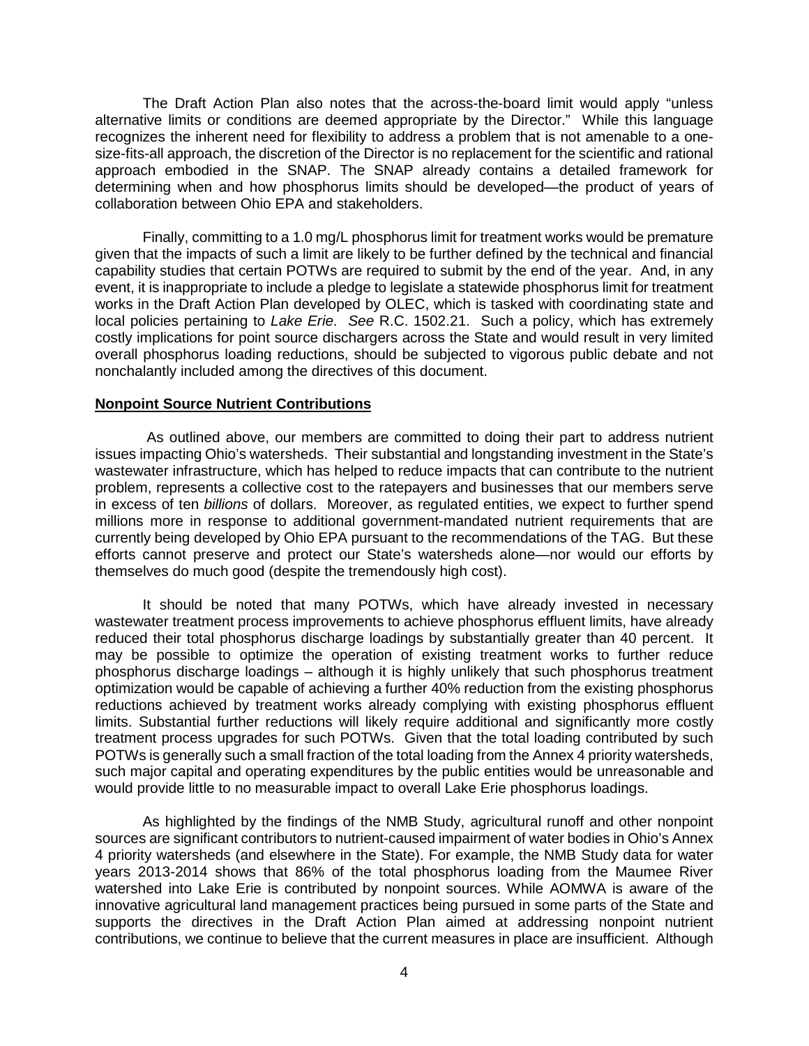The Draft Action Plan also notes that the across-the-board limit would apply "unless alternative limits or conditions are deemed appropriate by the Director." While this language recognizes the inherent need for flexibility to address a problem that is not amenable to a one-size-fits-all approach, the discretion of the Director is no replacement for the scientific and rational approach embodied in the SNAP. The SNAP already contains a detailed framework for determining when and how phosphorus limits should be developed—the product of years of collaboration between Ohio EPA and stakeholders.

Finally, committing to a 1.0 mg/L phosphorus limit for treatment works would be premature given that the impacts of such a limit are likely to be further defined by the technical and financial capability studies that certain POTWs are required to submit by the end of the year. And, in any event, it is inappropriate to include a pledge to legislate a statewide phosphorus limit for treatment works in the Draft Action Plan developed by OLEC, which is tasked with coordinating state and local policies pertaining to *Lake Erie*. *See* R.C. 1502.21. Such a policy, which has extremely costly implications for point source dischargers across the State and would result in very limited overall phosphorus loading reductions, should be subjected to vigorous public debate and not nonchalantly included among the directives of this document.

**Nonpoint Source Nutrient Contributions**

As outlined above, our members are committed to doing their part to address nutrient issues impacting Ohio's watersheds. Their substantial and longstanding investment in the State's wastewater infrastructure, which has helped to reduce impacts that can contribute to the nutrient problem, represents a collective cost to the ratepayers and businesses that our members serve in excess of ten *billions* of dollars. Moreover, as regulated entities, we expect to further spend millions more in response to additional government-mandated nutrient requirements that are currently being developed by Ohio EPA pursuant to the recommendations of the TAG. But these efforts cannot preserve and protect our State's watersheds alone—nor would our efforts by themselves do much good (despite the tremendously high cost).

It should be noted that many POTWs, which have already invested in necessary wastewater treatment process improvements to achieve phosphorus effluent limits, have already reduced their total phosphorus discharge loadings by substantially greater than 40 percent. It may be possible to optimize the operation of existing treatment works to further reduce phosphorus discharge loadings – although it is highly unlikely that such phosphorus treatment optimization would be capable of achieving a further 40% reduction from the existing phosphorus reductions achieved by treatment works already complying with existing phosphorus effluent limits. Substantial further reductions will likely require additional and significantly more costly treatment process upgrades for such POTWs. Given that the total loading contributed by such POTWs is generally such a small fraction of the total loading from the Annex 4 priority watersheds, such major capital and operating expenditures by the public entities would be unreasonable and would provide little to no measurable impact to overall Lake Erie phosphorus loadings.

As highlighted by the findings of the NMB Study, agricultural runoff and other nonpoint sources are significant contributors to nutrient-caused impairment of water bodies in Ohio's Annex 4 priority watersheds (and elsewhere in the State). For example, the NMB Study data for water years 2013-2014 shows that 86% of the total phosphorus loading from the Maumee River watershed into Lake Erie is contributed by nonpoint sources. While AOMWA is aware of the innovative agricultural land management practices being pursued in some parts of the State and supports the directives in the Draft Action Plan aimed at addressing nonpoint nutrient contributions, we continue to believe that the current measures in place are insufficient. Although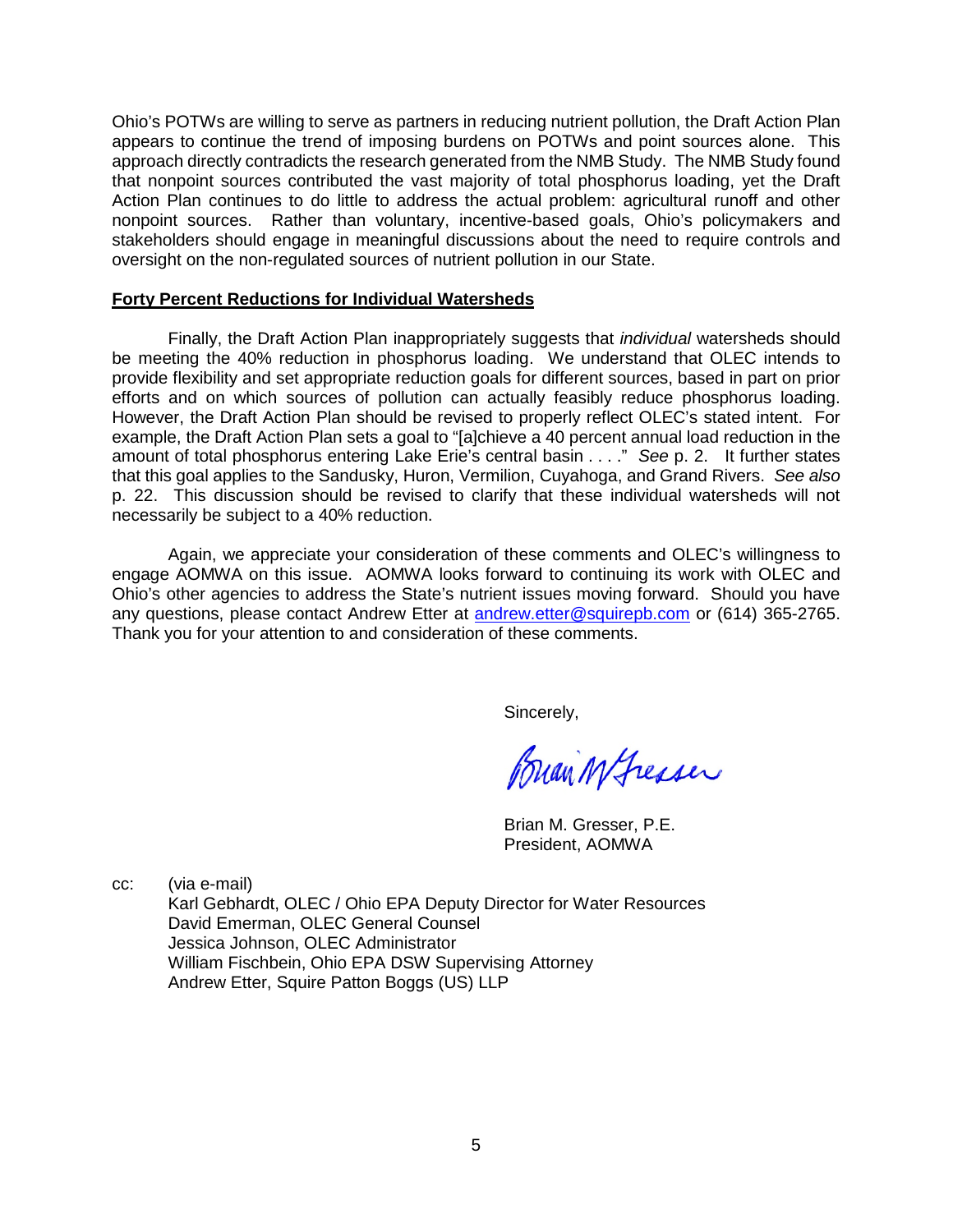Ohio's POTWs are willing to serve as partners in reducing nutrient pollution, the Draft Action Plan appears to continue the trend of imposing burdens on POTWs and point sources alone. This approach directly contradicts the research generated from the NMB Study. The NMB Study found that nonpoint sources contributed the vast majority of total phosphorus loading, yet the Draft Action Plan continues to do little to address the actual problem: agricultural runoff and other nonpoint sources. Rather than voluntary, incentive-based goals, Ohio's policymakers and stakeholders should engage in meaningful discussions about the need to require controls and oversight on the non-regulated sources of nutrient pollution in our State.

**Forty Percent Reductions for Individual Watersheds**

Finally, the Draft Action Plan inappropriately suggests that *individual* watersheds should be meeting the 40% reduction in phosphorus loading. We understand that OLEC intends to provide flexibility and set appropriate reduction goals for different sources, based in part on prior efforts and on which sources of pollution can actually feasibly reduce phosphorus loading. However, the Draft Action Plan should be revised to properly reflect OLEC's stated intent. For example, the Draft Action Plan sets a goal to "[a]chieve a 40 percent annual load reduction in the amount of total phosphorus entering Lake Erie's central basin . . . ." *See* p. 2. It further states that this goal applies to the Sandusky, Huron, Vermilion, Cuyahoga, and Grand Rivers. *See also* p. 22. This discussion should be revised to clarify that these individual watersheds will not necessarily be subject to a 40% reduction.

Again, we appreciate your consideration of these comments and OLEC's willingness to engage AOMWA on this issue. AOMWA looks forward to continuing its work with OLEC and Ohio's other agencies to address the State's nutrient issues moving forward. Should you have any questions, please contact Andrew Etter at andrew.etter@squirepb.com or (614) 365-2765. Thank you for your attention to and consideration of these comments.

Sincerely,

Brian M. Gresser, P.E.
President, AOMWA

cc: (via e-mail)
Karl Gebhardt, OLEC / Ohio EPA Deputy Director for Water Resources
David Emerman, OLEC General Counsel
Jessica Johnson, OLEC Administrator
William Fischbein, Ohio EPA DSW Supervising Attorney
Andrew Etter, Squire Patton Boggs (US) LLP